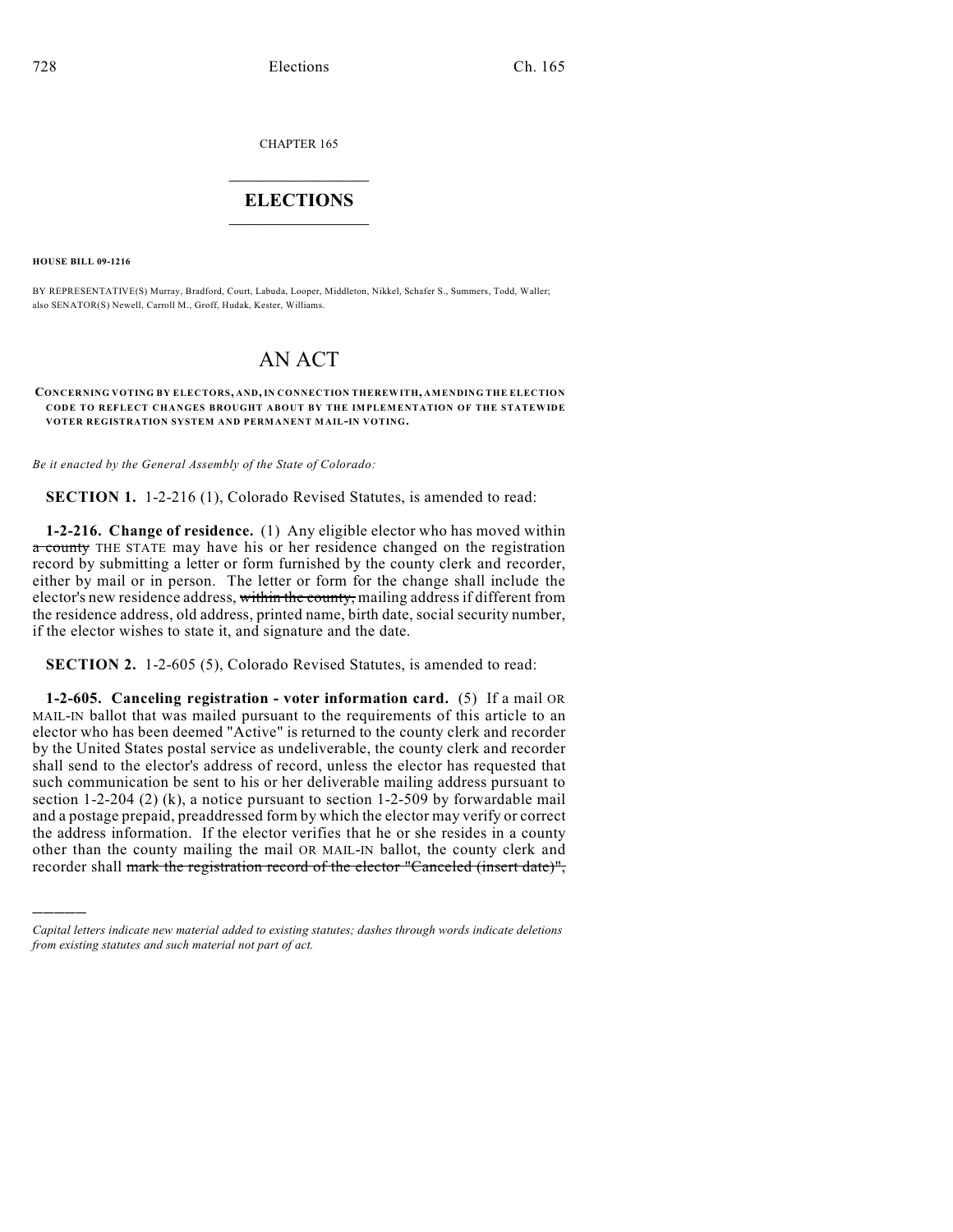CHAPTER 165

# ELECTIONS

**HOUSE BILL 09-1216**

BY REPRESENTATIVE(S) Murray, Bradford, Court, Labuda, Looper, Middleton, Nikkel, Schafer S., Summers, Todd, Waller;
also SENATOR(S) Newell, Carroll M., Groff, Hudak, Kester, Williams.

# AN ACT

**CONCERNING VOTING BY ELECTORS, AND, IN CONNECTION THEREWITH, AMENDING THE ELECTION CODE TO REFLECT CHANGES BROUGHT ABOUT BY THE IMPLEMENTATION OF THE STATEWIDE VOTER REGISTRATION SYSTEM AND PERMANENT MAIL-IN VOTING.**

*Be it enacted by the General Assembly of the State of Colorado:*

**SECTION 1.** 1-2-216 (1), Colorado Revised Statutes, is amended to read:

**1-2-216. Change of residence.** (1) Any eligible elector who has moved within ~~a county~~ THE STATE may have his or her residence changed on the registration record by submitting a letter or form furnished by the county clerk and recorder, either by mail or in person. The letter or form for the change shall include the elector's new residence address, ~~within the county,~~ mailing address if different from the residence address, old address, printed name, birth date, social security number, if the elector wishes to state it, and signature and the date.

**SECTION 2.** 1-2-605 (5), Colorado Revised Statutes, is amended to read:

**1-2-605. Canceling registration - voter information card.** (5) If a mail OR MAIL-IN ballot that was mailed pursuant to the requirements of this article to an elector who has been deemed "Active" is returned to the county clerk and recorder by the United States postal service as undeliverable, the county clerk and recorder shall send to the elector's address of record, unless the elector has requested that such communication be sent to his or her deliverable mailing address pursuant to section 1-2-204 (2) (k), a notice pursuant to section 1-2-509 by forwardable mail and a postage prepaid, preaddressed form by which the elector may verify or correct the address information. If the elector verifies that he or she resides in a county other than the county mailing the mail OR MAIL-IN ballot, the county clerk and recorder shall ~~mark the registration record of the elector "Canceled (insert date)",~~

---

*Capital letters indicate new material added to existing statutes; dashes through words indicate deletions from existing statutes and such material not part of act.*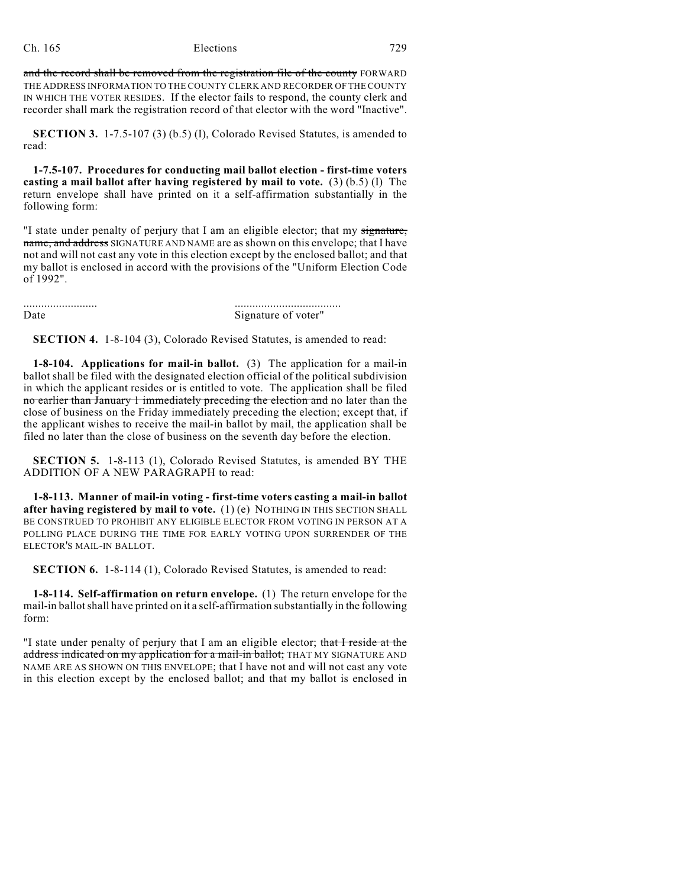~~and the record shall be removed from the registration file of the county~~ FORWARD THE ADDRESS INFORMATION TO THE COUNTY CLERK AND RECORDER OF THE COUNTY IN WHICH THE VOTER RESIDES. If the elector fails to respond, the county clerk and recorder shall mark the registration record of that elector with the word "Inactive".

**SECTION 3.** 1-7.5-107 (3) (b.5) (I), Colorado Revised Statutes, is amended to read:

**1-7.5-107. Procedures for conducting mail ballot election - first-time voters casting a mail ballot after having registered by mail to vote.** (3) (b.5) (I) The return envelope shall have printed on it a self-affirmation substantially in the following form:

"I state under penalty of perjury that I am an eligible elector; that my ~~signature, name, and address~~ SIGNATURE AND NAME are as shown on this envelope; that I have not and will not cast any vote in this election except by the enclosed ballot; and that my ballot is enclosed in accord with the provisions of the "Uniform Election Code of 1992".

| ......................... | .................................... |
|---|---|
| Date | Signature of voter" |

**SECTION 4.** 1-8-104 (3), Colorado Revised Statutes, is amended to read:

**1-8-104. Applications for mail-in ballot.** (3) The application for a mail-in ballot shall be filed with the designated election official of the political subdivision in which the applicant resides or is entitled to vote. The application shall be filed ~~no earlier than January 1 immediately preceding the election and~~ no later than the close of business on the Friday immediately preceding the election; except that, if the applicant wishes to receive the mail-in ballot by mail, the application shall be filed no later than the close of business on the seventh day before the election.

**SECTION 5.** 1-8-113 (1), Colorado Revised Statutes, is amended BY THE ADDITION OF A NEW PARAGRAPH to read:

**1-8-113. Manner of mail-in voting - first-time voters casting a mail-in ballot after having registered by mail to vote.** (1) (e) NOTHING IN THIS SECTION SHALL BE CONSTRUED TO PROHIBIT ANY ELIGIBLE ELECTOR FROM VOTING IN PERSON AT A POLLING PLACE DURING THE TIME FOR EARLY VOTING UPON SURRENDER OF THE ELECTOR'S MAIL-IN BALLOT.

**SECTION 6.** 1-8-114 (1), Colorado Revised Statutes, is amended to read:

**1-8-114. Self-affirmation on return envelope.** (1) The return envelope for the mail-in ballot shall have printed on it a self-affirmation substantially in the following form:

"I state under penalty of perjury that I am an eligible elector; ~~that I reside at the address indicated on my application for a mail-in ballot;~~ THAT MY SIGNATURE AND NAME ARE AS SHOWN ON THIS ENVELOPE; that I have not and will not cast any vote in this election except by the enclosed ballot; and that my ballot is enclosed in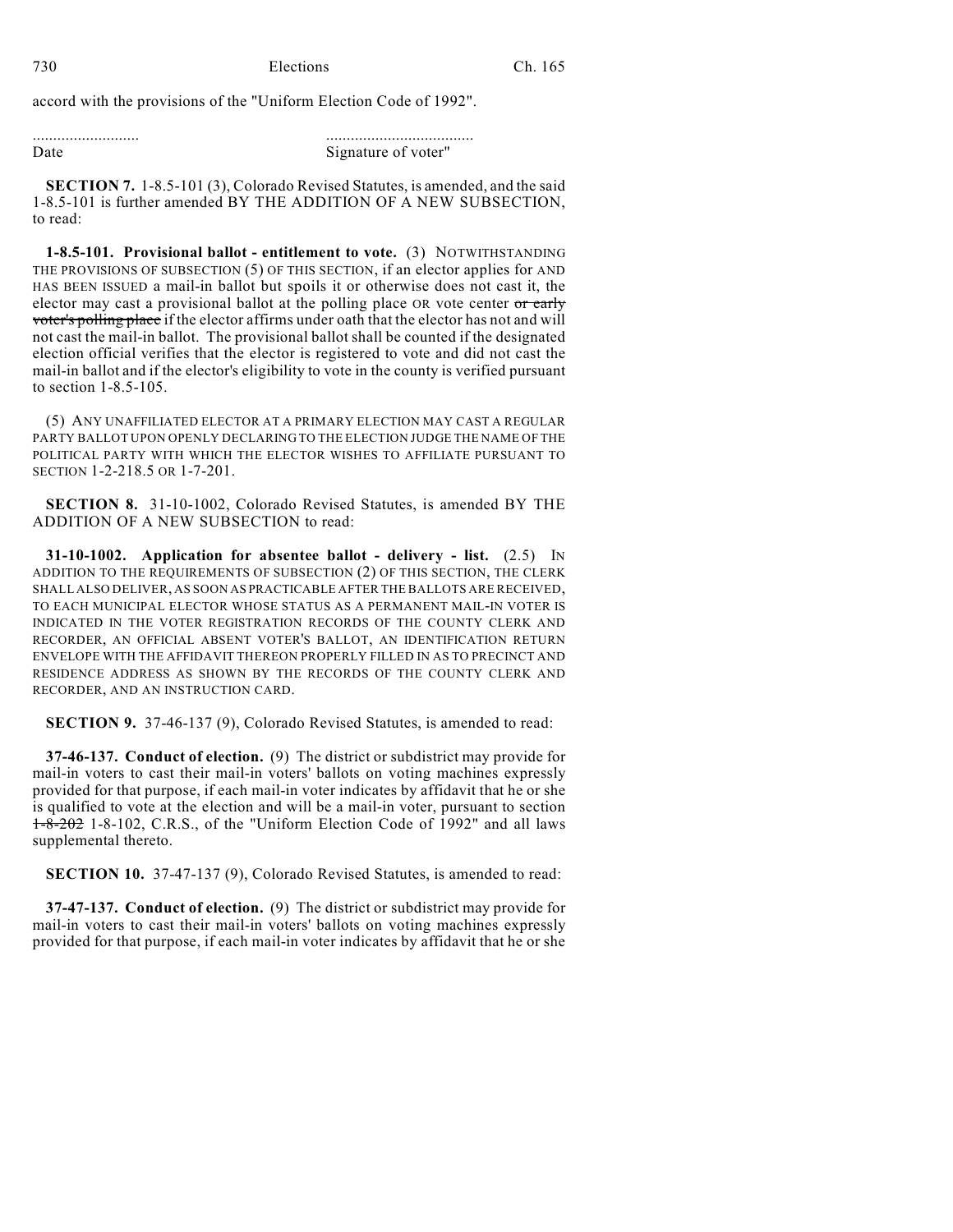accord with the provisions of the "Uniform Election Code of 1992".

.......................... ....................................
Date Signature of voter"

**SECTION 7.** 1-8.5-101 (3), Colorado Revised Statutes, is amended, and the said 1-8.5-101 is further amended BY THE ADDITION OF A NEW SUBSECTION, to read:

**1-8.5-101. Provisional ballot - entitlement to vote.** (3) NOTWITHSTANDING THE PROVISIONS OF SUBSECTION (5) OF THIS SECTION, if an elector applies for AND HAS BEEN ISSUED a mail-in ballot but spoils it or otherwise does not cast it, the elector may cast a provisional ballot at the polling place OR vote center ~~or early voter's polling place~~ if the elector affirms under oath that the elector has not and will not cast the mail-in ballot. The provisional ballot shall be counted if the designated election official verifies that the elector is registered to vote and did not cast the mail-in ballot and if the elector's eligibility to vote in the county is verified pursuant to section 1-8.5-105.

(5) ANY UNAFFILIATED ELECTOR AT A PRIMARY ELECTION MAY CAST A REGULAR PARTY BALLOT UPON OPENLY DECLARING TO THE ELECTION JUDGE THE NAME OF THE POLITICAL PARTY WITH WHICH THE ELECTOR WISHES TO AFFILIATE PURSUANT TO SECTION 1-2-218.5 OR 1-7-201.

**SECTION 8.** 31-10-1002, Colorado Revised Statutes, is amended BY THE ADDITION OF A NEW SUBSECTION to read:

**31-10-1002. Application for absentee ballot - delivery - list.** (2.5) IN ADDITION TO THE REQUIREMENTS OF SUBSECTION (2) OF THIS SECTION, THE CLERK SHALL ALSO DELIVER, AS SOON AS PRACTICABLE AFTER THE BALLOTS ARE RECEIVED, TO EACH MUNICIPAL ELECTOR WHOSE STATUS AS A PERMANENT MAIL-IN VOTER IS INDICATED IN THE VOTER REGISTRATION RECORDS OF THE COUNTY CLERK AND RECORDER, AN OFFICIAL ABSENT VOTER'S BALLOT, AN IDENTIFICATION RETURN ENVELOPE WITH THE AFFIDAVIT THEREON PROPERLY FILLED IN AS TO PRECINCT AND RESIDENCE ADDRESS AS SHOWN BY THE RECORDS OF THE COUNTY CLERK AND RECORDER, AND AN INSTRUCTION CARD.

**SECTION 9.** 37-46-137 (9), Colorado Revised Statutes, is amended to read:

**37-46-137. Conduct of election.** (9) The district or subdistrict may provide for mail-in voters to cast their mail-in voters' ballots on voting machines expressly provided for that purpose, if each mail-in voter indicates by affidavit that he or she is qualified to vote at the election and will be a mail-in voter, pursuant to section ~~1-8-202~~ 1-8-102, C.R.S., of the "Uniform Election Code of 1992" and all laws supplemental thereto.

**SECTION 10.** 37-47-137 (9), Colorado Revised Statutes, is amended to read:

**37-47-137. Conduct of election.** (9) The district or subdistrict may provide for mail-in voters to cast their mail-in voters' ballots on voting machines expressly provided for that purpose, if each mail-in voter indicates by affidavit that he or she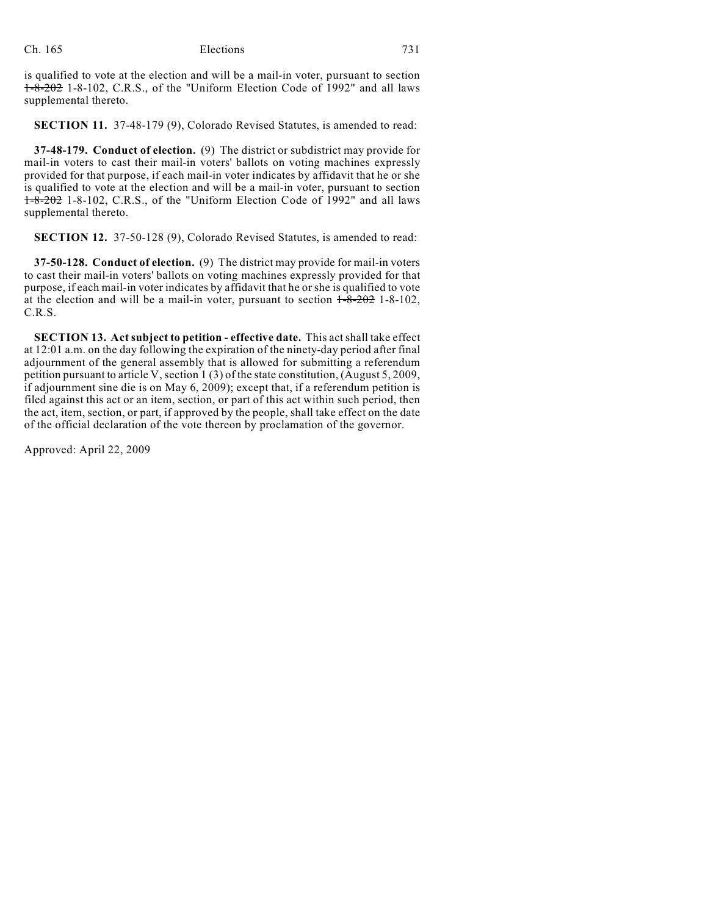is qualified to vote at the election and will be a mail-in voter, pursuant to section ~~1-8-202~~ 1-8-102, C.R.S., of the "Uniform Election Code of 1992" and all laws supplemental thereto.

**SECTION 11.** 37-48-179 (9), Colorado Revised Statutes, is amended to read:

**37-48-179. Conduct of election.** (9) The district or subdistrict may provide for mail-in voters to cast their mail-in voters' ballots on voting machines expressly provided for that purpose, if each mail-in voter indicates by affidavit that he or she is qualified to vote at the election and will be a mail-in voter, pursuant to section ~~1-8-202~~ 1-8-102, C.R.S., of the "Uniform Election Code of 1992" and all laws supplemental thereto.

**SECTION 12.** 37-50-128 (9), Colorado Revised Statutes, is amended to read:

**37-50-128. Conduct of election.** (9) The district may provide for mail-in voters to cast their mail-in voters' ballots on voting machines expressly provided for that purpose, if each mail-in voter indicates by affidavit that he or she is qualified to vote at the election and will be a mail-in voter, pursuant to section ~~1-8-202~~ 1-8-102, C.R.S.

**SECTION 13. Act subject to petition - effective date.** This act shall take effect at 12:01 a.m. on the day following the expiration of the ninety-day period after final adjournment of the general assembly that is allowed for submitting a referendum petition pursuant to article V, section 1 (3) of the state constitution, (August 5, 2009, if adjournment sine die is on May 6, 2009); except that, if a referendum petition is filed against this act or an item, section, or part of this act within such period, then the act, item, section, or part, if approved by the people, shall take effect on the date of the official declaration of the vote thereon by proclamation of the governor.

Approved: April 22, 2009